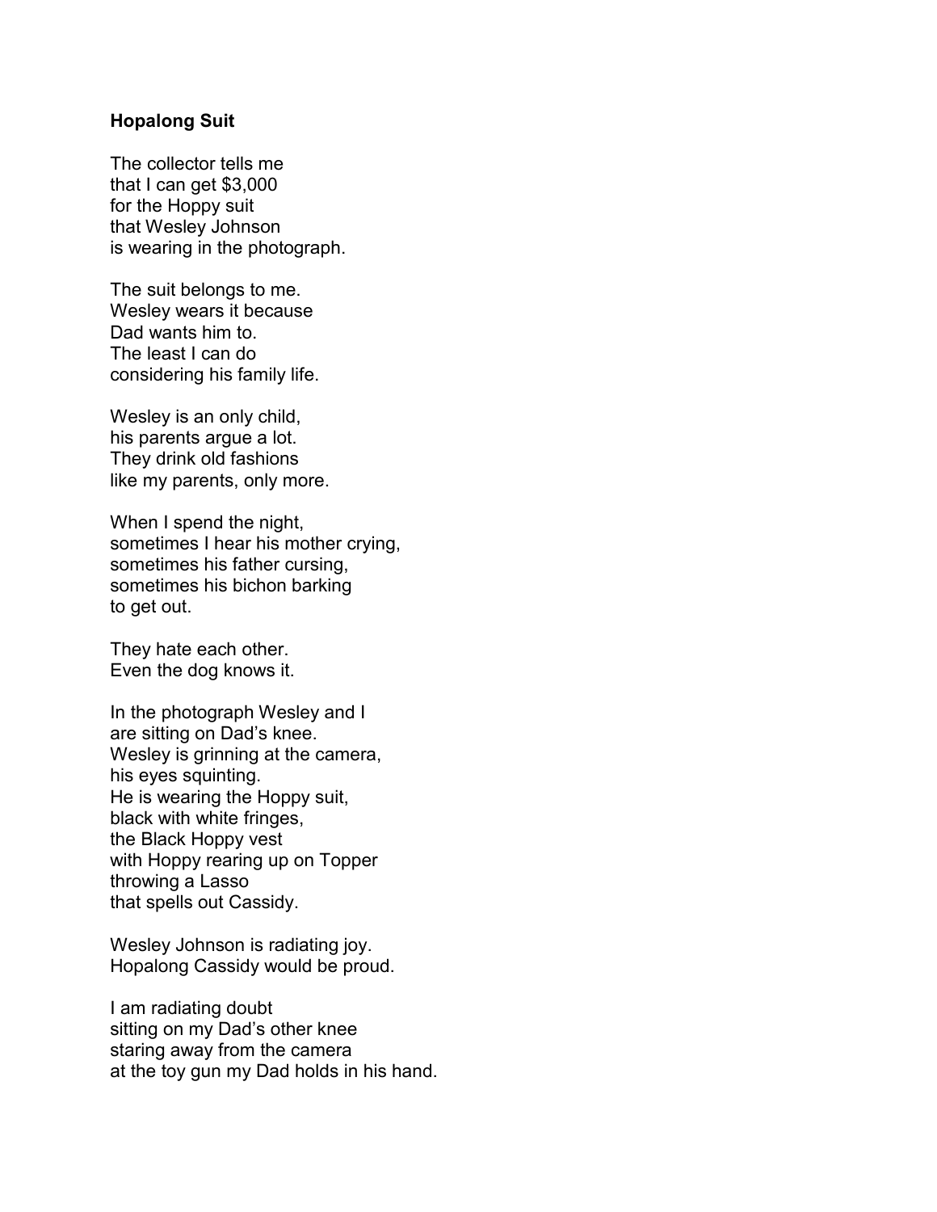**Hopalong Suit**

The collector tells me
that I can get $3,000
for the Hoppy suit
that Wesley Johnson
is wearing in the photograph.

The suit belongs to me.
Wesley wears it because
Dad wants him to.
The least I can do
considering his family life.

Wesley is an only child,
his parents argue a lot.
They drink old fashions
like my parents, only more.

When I spend the night,
sometimes I hear his mother crying,
sometimes his father cursing,
sometimes his bichon barking
to get out.

They hate each other.
Even the dog knows it.

In the photograph Wesley and I
are sitting on Dad's knee.
Wesley is grinning at the camera,
his eyes squinting.
He is wearing the Hoppy suit,
black with white fringes,
the Black Hoppy vest
with Hoppy rearing up on Topper
throwing a Lasso
that spells out Cassidy.

Wesley Johnson is radiating joy.
Hopalong Cassidy would be proud.

I am radiating doubt
sitting on my Dad's other knee
staring away from the camera
at the toy gun my Dad holds in his hand.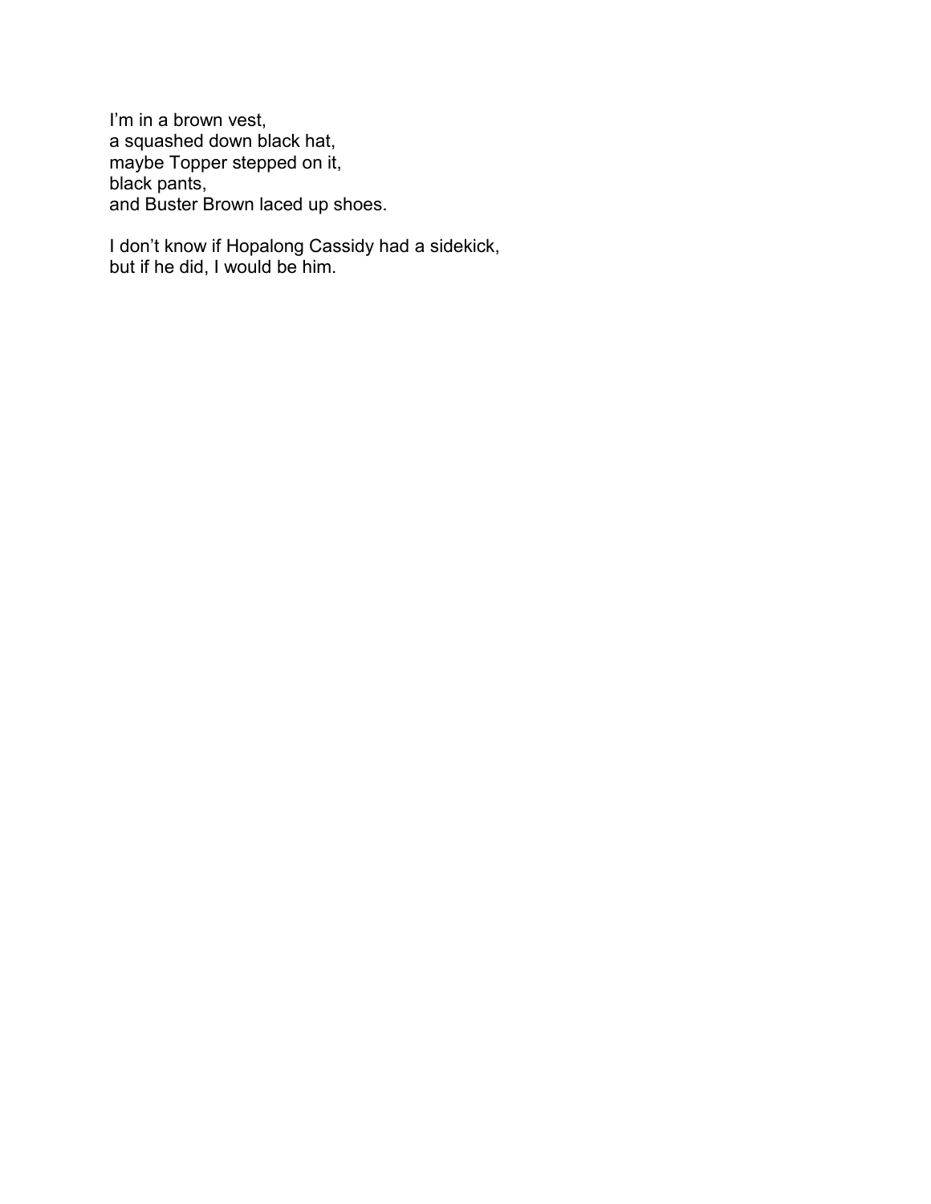I’m in a brown vest,
a squashed down black hat,
maybe Topper stepped on it,
black pants,
and Buster Brown laced up shoes.

I don’t know if Hopalong Cassidy had a sidekick,
but if he did, I would be him.